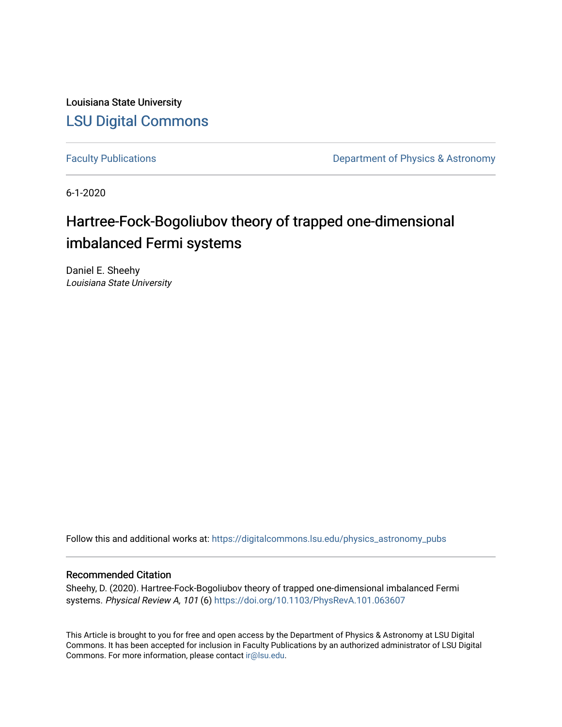Louisiana State University

[LSU Digital Commons](https://digitalcommons.lsu.edu)

Faculty Publications | Department of Physics & Astronomy

6-1-2020

# Hartree-Fock-Bogoliubov theory of trapped one-dimensional imbalanced Fermi systems

Daniel E. Sheehy
*Louisiana State University*

Follow this and additional works at: https://digitalcommons.lsu.edu/physics_astronomy_pubs

## Recommended Citation

Sheehy, D. (2020). Hartree-Fock-Bogoliubov theory of trapped one-dimensional imbalanced Fermi systems. *Physical Review A, 101* (6) https://doi.org/10.1103/PhysRevA.101.063607

This Article is brought to you for free and open access by the Department of Physics & Astronomy at LSU Digital Commons. It has been accepted for inclusion in Faculty Publications by an authorized administrator of LSU Digital Commons. For more information, please contact ir@lsu.edu.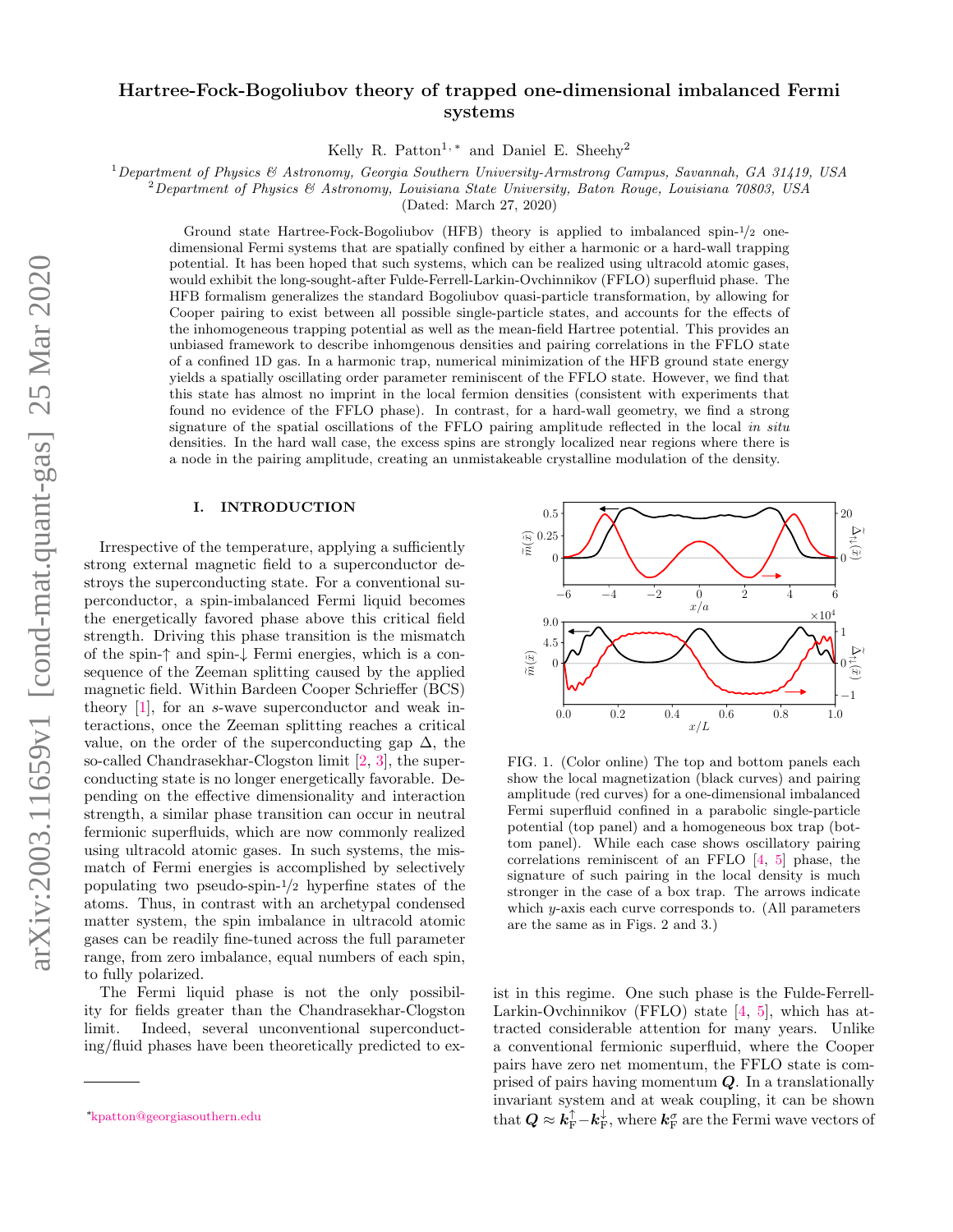# Hartree-Fock-Bogoliubov theory of trapped one-dimensional imbalanced Fermi systems

Kelly R. Patton[1,*] and Daniel E. Sheehy[2]

[1]*Department of Physics & Astronomy, Georgia Southern University-Armstrong Campus, Savannah, GA 31419, USA*
[2]*Department of Physics & Astronomy, Louisiana State University, Baton Rouge, Louisiana 70803, USA*
(Dated: March 27, 2020)

Ground state Hartree-Fock-Bogoliubov (HFB) theory is applied to imbalanced spin-1/2 one-dimensional Fermi systems that are spatially confined by either a harmonic or a hard-wall trapping potential. It has been hoped that such systems, which can be realized using ultracold atomic gases, would exhibit the long-sought-after Fulde-Ferrell-Larkin-Ovchinnikov (FFLO) superfluid phase. The HFB formalism generalizes the standard Bogoliubov quasi-particle transformation, by allowing for Cooper pairing to exist between all possible single-particle states, and accounts for the effects of the inhomogeneous trapping potential as well as the mean-field Hartree potential. This provides an unbiased framework to describe inhomgenous densities and pairing correlations in the FFLO state of a confined 1D gas. In a harmonic trap, numerical minimization of the HFB ground state energy yields a spatially oscillating order parameter reminiscent of the FFLO state. However, we find that this state has almost no imprint in the local fermion densities (consistent with experiments that found no evidence of the FFLO phase). In contrast, for a hard-wall geometry, we find a strong signature of the spatial oscillations of the FFLO pairing amplitude reflected in the local *in situ* densities. In the hard wall case, the excess spins are strongly localized near regions where there is a node in the pairing amplitude, creating an unmistakeable crystalline modulation of the density.

## I. INTRODUCTION

Irrespective of the temperature, applying a sufficiently strong external magnetic field to a superconductor destroys the superconducting state. For a conventional superconductor, a spin-imbalanced Fermi liquid becomes the energetically favored phase above this critical field strength. Driving this phase transition is the mismatch of the spin-↑ and spin-↓ Fermi energies, which is a consequence of the Zeeman splitting caused by the applied magnetic field. Within Bardeen Cooper Schrieffer (BCS) theory [1], for an $s$-wave superconductor and weak interactions, once the Zeeman splitting reaches a critical value, on the order of the superconducting gap $\Delta$, the so-called Chandrasekhar-Clogston limit [2, 3], the superconducting state is no longer energetically favorable. Depending on the effective dimensionality and interaction strength, a similar phase transition can occur in neutral fermionic superfluids, which are now commonly realized using ultracold atomic gases. In such systems, the mismatch of Fermi energies is accomplished by selectively populating two pseudo-spin-1/2 hyperfine states of the atoms. Thus, in contrast with an archetypal condensed matter system, the spin imbalance in ultracold atomic gases can be readily fine-tuned across the full parameter range, from zero imbalance, equal numbers of each spin, to fully polarized.

The Fermi liquid phase is not the only possibility for fields greater than the Chandrasekhar-Clogston limit. Indeed, several unconventional superconducting/fluid phases have been theoretically predicted to exist in this regime. One such phase is the Fulde-Ferrell-Larkin-Ovchinnikov (FFLO) state [4, 5], which has attracted considerable attention for many years. Unlike a conventional fermionic superfluid, where the Cooper pairs have zero net momentum, the FFLO state is comprised of pairs having momentum $\boldsymbol{Q}$. In a translationally invariant system and at weak coupling, it can be shown that $\boldsymbol{Q} \approx \boldsymbol{k}_{\mathrm{F}}^{\uparrow} - \boldsymbol{k}_{\mathrm{F}}^{\downarrow}$, where $\boldsymbol{k}_{\mathrm{F}}^{\sigma}$ are the Fermi wave vectors of

FIG. 1. (Color online) The top and bottom panels each show the local magnetization (black curves) and pairing amplitude (red curves) for a one-dimensional imbalanced Fermi superfluid confined in a parabolic single-particle potential (top panel) and a homogeneous box trap (bottom panel). While each case shows oscillatory pairing correlations reminiscent of an FFLO [4, 5] phase, the signature of such pairing in the local density is much stronger in the case of a box trap. The arrows indicate which $y$-axis each curve corresponds to. (All parameters are the same as in Figs. 2 and 3.)

*kpatton@georgiasouthern.edu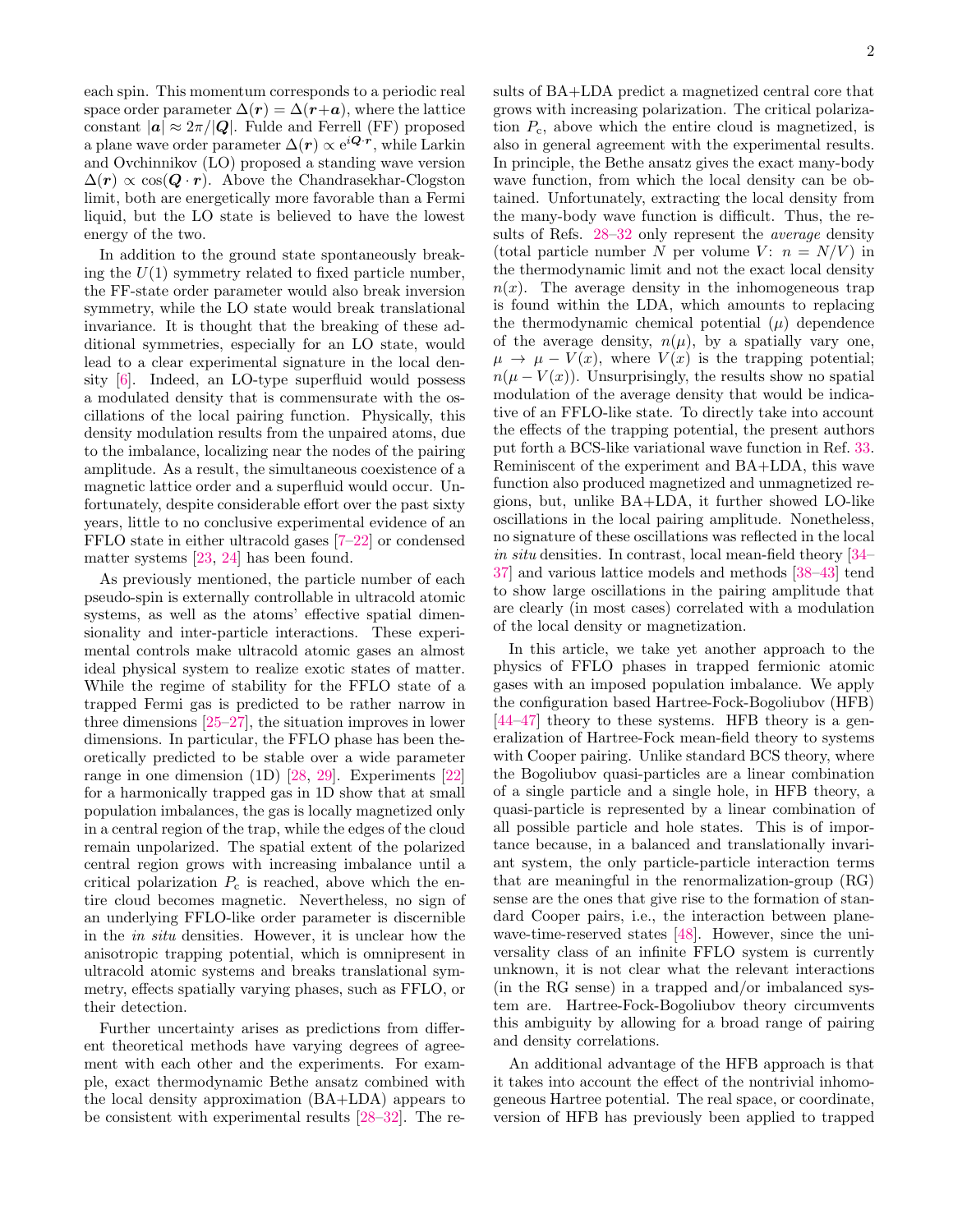each spin. This momentum corresponds to a periodic real space order parameter $\Delta(\boldsymbol{r}) = \Delta(\boldsymbol{r}+\boldsymbol{a})$, where the lattice constant $|\boldsymbol{a}| \approx 2\pi/|\boldsymbol{Q}|$. Fulde and Ferrell (FF) proposed a plane wave order parameter $\Delta(\boldsymbol{r}) \propto e^{i\boldsymbol{Q}\cdot\boldsymbol{r}}$, while Larkin and Ovchinnikov (LO) proposed a standing wave version $\Delta(\boldsymbol{r}) \propto \cos(\boldsymbol{Q}\cdot\boldsymbol{r})$. Above the Chandrasekhar-Clogston limit, both are energetically more favorable than a Fermi liquid, but the LO state is believed to have the lowest energy of the two.

In addition to the ground state spontaneously breaking the $U(1)$ symmetry related to fixed particle number, the FF-state order parameter would also break inversion symmetry, while the LO state would break translational invariance. It is thought that the breaking of these additional symmetries, especially for an LO state, would lead to a clear experimental signature in the local density [6]. Indeed, an LO-type superfluid would possess a modulated density that is commensurate with the oscillations of the local pairing function. Physically, this density modulation results from the unpaired atoms, due to the imbalance, localizing near the nodes of the pairing amplitude. As a result, the simultaneous coexistence of a magnetic lattice order and a superfluid would occur. Unfortunately, despite considerable effort over the past sixty years, little to no conclusive experimental evidence of an FFLO state in either ultracold gases [7–22] or condensed matter systems [23, 24] has been found.

As previously mentioned, the particle number of each pseudo-spin is externally controllable in ultracold atomic systems, as well as the atoms' effective spatial dimensionality and inter-particle interactions. These experimental controls make ultracold atomic gases an almost ideal physical system to realize exotic states of matter. While the regime of stability for the FFLO state of a trapped Fermi gas is predicted to be rather narrow in three dimensions [25–27], the situation improves in lower dimensions. In particular, the FFLO phase has been theoretically predicted to be stable over a wide parameter range in one dimension (1D) [28, 29]. Experiments [22] for a harmonically trapped gas in 1D show that at small population imbalances, the gas is locally magnetized only in a central region of the trap, while the edges of the cloud remain unpolarized. The spatial extent of the polarized central region grows with increasing imbalance until a critical polarization $P_c$ is reached, above which the entire cloud becomes magnetic. Nevertheless, no sign of an underlying FFLO-like order parameter is discernible in the *in situ* densities. However, it is unclear how the anisotropic trapping potential, which is omnipresent in ultracold atomic systems and breaks translational symmetry, effects spatially varying phases, such as FFLO, or their detection.

Further uncertainty arises as predictions from different theoretical methods have varying degrees of agreement with each other and the experiments. For example, exact thermodynamic Bethe ansatz combined with the local density approximation (BA+LDA) appears to be consistent with experimental results [28–32]. The results of BA+LDA predict a magnetized central core that grows with increasing polarization. The critical polarization $P_c$, above which the entire cloud is magnetized, is also in general agreement with the experimental results. In principle, the Bethe ansatz gives the exact many-body wave function, from which the local density can be obtained. Unfortunately, extracting the local density from the many-body wave function is difficult. Thus, the results of Refs. 28–32 only represent the *average* density (total particle number $N$ per volume $V$: $n = N/V$) in the thermodynamic limit and not the exact local density $n(x)$. The average density in the inhomogeneous trap is found within the LDA, which amounts to replacing the thermodynamic chemical potential ($\mu$) dependence of the average density, $n(\mu)$, by a spatially vary one, $\mu \to \mu - V(x)$, where $V(x)$ is the trapping potential; $n(\mu - V(x))$. Unsurprisingly, the results show no spatial modulation of the average density that would be indicative of an FFLO-like state. To directly take into account the effects of the trapping potential, the present authors put forth a BCS-like variational wave function in Ref. 33. Reminiscent of the experiment and BA+LDA, this wave function also produced magnetized and unmagnetized regions, but, unlike BA+LDA, it further showed LO-like oscillations in the local pairing amplitude. Nonetheless, no signature of these oscillations was reflected in the local *in situ* densities. In contrast, local mean-field theory [34–37] and various lattice models and methods [38–43] tend to show large oscillations in the pairing amplitude that are clearly (in most cases) correlated with a modulation of the local density or magnetization.

In this article, we take yet another approach to the physics of FFLO phases in trapped fermionic atomic gases with an imposed population imbalance. We apply the configuration based Hartree-Fock-Bogoliubov (HFB) [44–47] theory to these systems. HFB theory is a generalization of Hartree-Fock mean-field theory to systems with Cooper pairing. Unlike standard BCS theory, where the Bogoliubov quasi-particles are a linear combination of a single particle and a single hole, in HFB theory, a quasi-particle is represented by a linear combination of all possible particle and hole states. This is of importance because, in a balanced and translationally invariant system, the only particle-particle interaction terms that are meaningful in the renormalization-group (RG) sense are the ones that give rise to the formation of standard Cooper pairs, i.e., the interaction between plane-wave-time-reserved states [48]. However, since the universality class of an infinite FFLO system is currently unknown, it is not clear what the relevant interactions (in the RG sense) in a trapped and/or imbalanced system are. Hartree-Fock-Bogoliubov theory circumvents this ambiguity by allowing for a broad range of pairing and density correlations.

An additional advantage of the HFB approach is that it takes into account the effect of the nontrivial inhomogeneous Hartree potential. The real space, or coordinate, version of HFB has previously been applied to trapped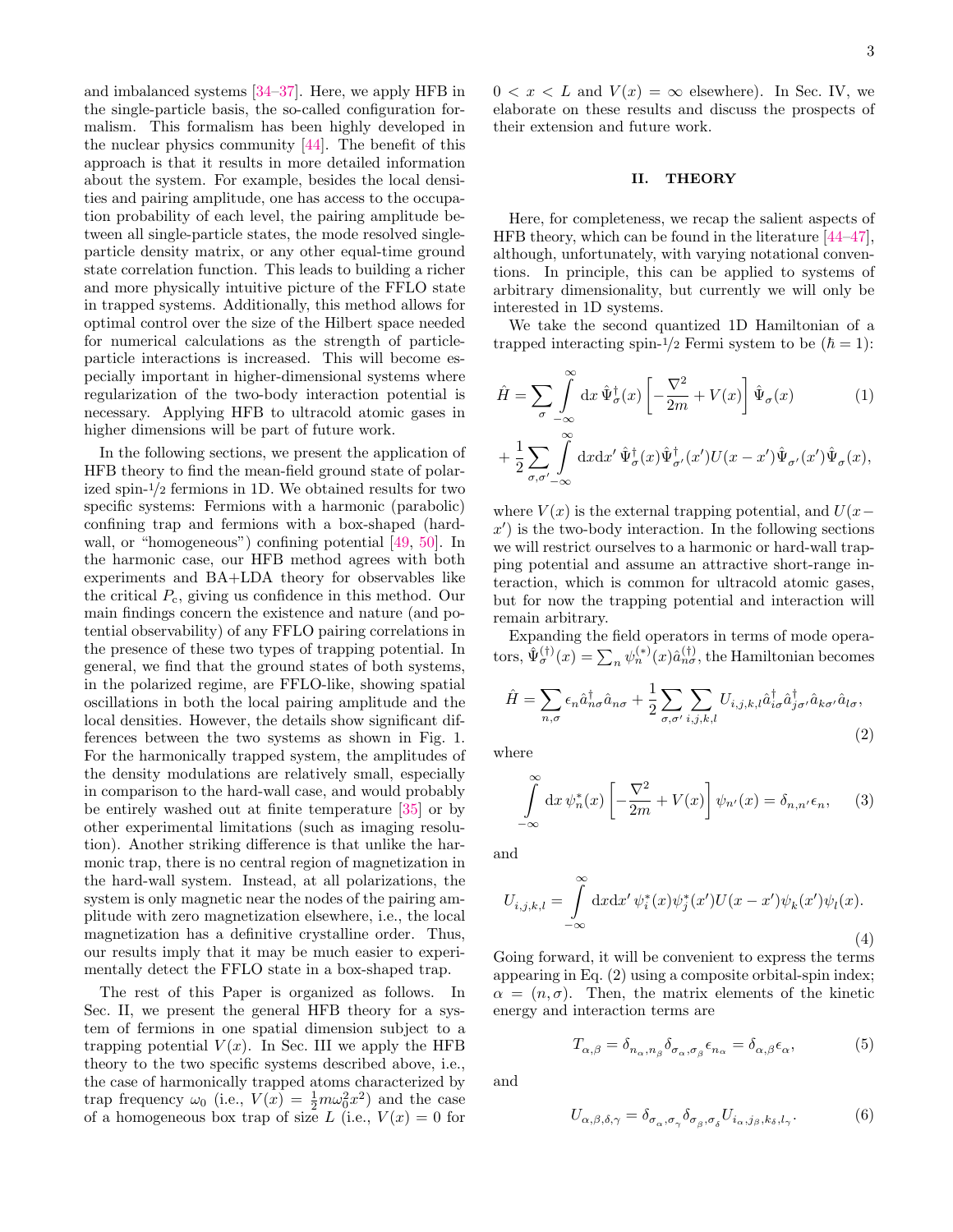and imbalanced systems [34–37]. Here, we apply HFB in the single-particle basis, the so-called configuration formalism. This formalism has been highly developed in the nuclear physics community [44]. The benefit of this approach is that it results in more detailed information about the system. For example, besides the local densities and pairing amplitude, one has access to the occupation probability of each level, the pairing amplitude between all single-particle states, the mode resolved single-particle density matrix, or any other equal-time ground state correlation function. This leads to building a richer and more physically intuitive picture of the FFLO state in trapped systems. Additionally, this method allows for optimal control over the size of the Hilbert space needed for numerical calculations as the strength of particle-particle interactions is increased. This will become especially important in higher-dimensional systems where regularization of the two-body interaction potential is necessary. Applying HFB to ultracold atomic gases in higher dimensions will be part of future work.

In the following sections, we present the application of HFB theory to find the mean-field ground state of polarized spin-1/2 fermions in 1D. We obtained results for two specific systems: Fermions with a harmonic (parabolic) confining trap and fermions with a box-shaped (hard-wall, or "homogeneous") confining potential [49, 50]. In the harmonic case, our HFB method agrees with both experiments and BA+LDA theory for observables like the critical $P_c$, giving us confidence in this method. Our main findings concern the existence and nature (and potential observability) of any FFLO pairing correlations in the presence of these two types of trapping potential. In general, we find that the ground states of both systems, in the polarized regime, are FFLO-like, showing spatial oscillations in both the local pairing amplitude and the local densities. However, the details show significant differences between the two systems as shown in Fig. 1. For the harmonically trapped system, the amplitudes of the density modulations are relatively small, especially in comparison to the hard-wall case, and would probably be entirely washed out at finite temperature [35] or by other experimental limitations (such as imaging resolution). Another striking difference is that unlike the harmonic trap, there is no central region of magnetization in the hard-wall system. Instead, at all polarizations, the system is only magnetic near the nodes of the pairing amplitude with zero magnetization elsewhere, i.e., the local magnetization has a definitive crystalline order. Thus, our results imply that it may be much easier to experimentally detect the FFLO state in a box-shaped trap.

The rest of this Paper is organized as follows. In Sec. II, we present the general HFB theory for a system of fermions in one spatial dimension subject to a trapping potential $V(x)$. In Sec. III we apply the HFB theory to the two specific systems described above, i.e., the case of harmonically trapped atoms characterized by trap frequency $\omega_0$ (i.e., $V(x) = \frac{1}{2}m\omega_0^2 x^2$) and the case of a homogeneous box trap of size $L$ (i.e., $V(x) = 0$ for $0 < x < L$ and $V(x) = \infty$ elsewhere). In Sec. IV, we elaborate on these results and discuss the prospects of their extension and future work.

## II. THEORY

Here, for completeness, we recap the salient aspects of HFB theory, which can be found in the literature [44–47], although, unfortunately, with varying notational conventions. In principle, this can be applied to systems of arbitrary dimensionality, but currently we will only be interested in 1D systems.

We take the second quantized 1D Hamiltonian of a trapped interacting spin-1/2 Fermi system to be ($\hbar = 1$):

$$\hat{H} = \sum_\sigma \int_{-\infty}^{\infty} \mathrm{d}x\, \hat{\Psi}_\sigma^\dagger(x) \left[ -\frac{\nabla^2}{2m} + V(x) \right] \hat{\Psi}_\sigma(x) \tag{1}$$

$$+ \frac{1}{2} \sum_{\sigma,\sigma'} \int_{-\infty}^{\infty} \mathrm{d}x\mathrm{d}x'\, \hat{\Psi}_\sigma^\dagger(x) \hat{\Psi}_{\sigma'}^\dagger(x') U(x - x') \hat{\Psi}_{\sigma'}(x') \hat{\Psi}_\sigma(x),$$

where $V(x)$ is the external trapping potential, and $U(x - x')$ is the two-body interaction. In the following sections we will restrict ourselves to a harmonic or hard-wall trapping potential and assume an attractive short-range interaction, which is common for ultracold atomic gases, but for now the trapping potential and interaction will remain arbitrary.

Expanding the field operators in terms of mode operators, $\hat{\Psi}_\sigma^{(\dagger)}(x) = \sum_n \psi_n^{(*)}(x) \hat{a}_{n\sigma}^{(\dagger)}$, the Hamiltonian becomes

$$\hat{H} = \sum_{n,\sigma} \epsilon_n \hat{a}_{n\sigma}^\dagger \hat{a}_{n\sigma} + \frac{1}{2} \sum_{\sigma,\sigma'} \sum_{i,j,k,l} U_{i,j,k,l} \hat{a}_{i\sigma}^\dagger \hat{a}_{j\sigma'}^\dagger \hat{a}_{k\sigma'} \hat{a}_{l\sigma}, \tag{2}$$

where

$$\int_{-\infty}^{\infty} \mathrm{d}x\, \psi_n^*(x) \left[ -\frac{\nabla^2}{2m} + V(x) \right] \psi_{n'}(x) = \delta_{n,n'} \epsilon_n, \tag{3}$$

and

$$U_{i,j,k,l} = \int_{-\infty}^{\infty} \mathrm{d}x\mathrm{d}x'\, \psi_i^*(x) \psi_j^*(x') U(x - x') \psi_k(x') \psi_l(x). \tag{4}$$

Going forward, it will be convenient to express the terms appearing in Eq. (2) using a composite orbital-spin index; $\alpha = (n, \sigma)$. Then, the matrix elements of the kinetic energy and interaction terms are

$$T_{\alpha,\beta} = \delta_{n_\alpha,n_\beta} \delta_{\sigma_\alpha,\sigma_\beta} \epsilon_{n_\alpha} = \delta_{\alpha,\beta} \epsilon_\alpha, \tag{5}$$

and

$$U_{\alpha,\beta,\delta,\gamma} = \delta_{\sigma_\alpha,\sigma_\gamma} \delta_{\sigma_\beta,\sigma_\delta} U_{i_\alpha,j_\beta,k_\delta,l_\gamma}. \tag{6}$$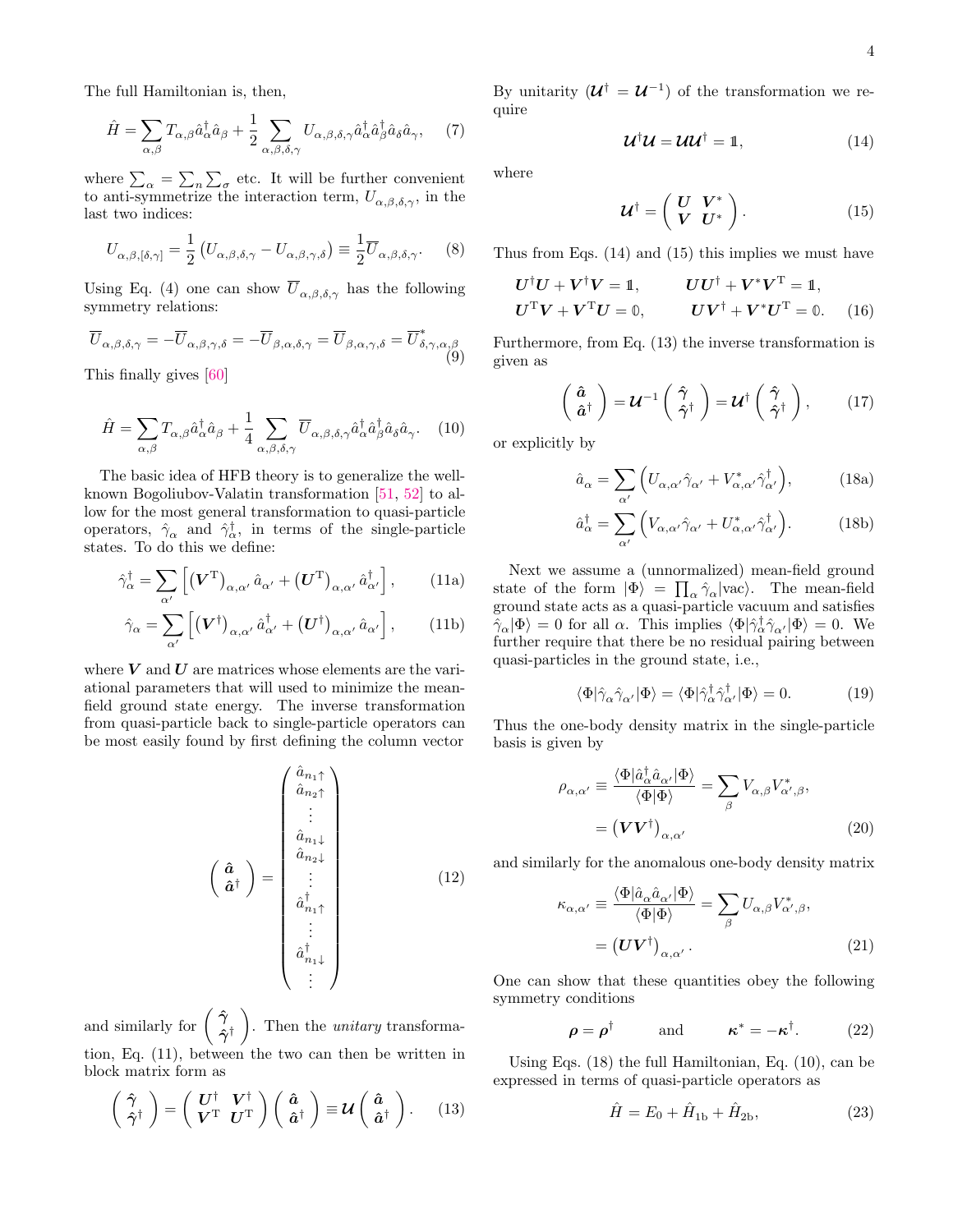The full Hamiltonian is, then,

$$\hat{H} = \sum_{\alpha,\beta} T_{\alpha,\beta} \hat{a}^\dagger_\alpha \hat{a}_\beta + \frac{1}{2} \sum_{\alpha,\beta,\delta,\gamma} U_{\alpha,\beta,\delta,\gamma} \hat{a}^\dagger_\alpha \hat{a}^\dagger_\beta \hat{a}_\delta \hat{a}_\gamma, \quad (7)$$

where $\sum_\alpha = \sum_n \sum_\sigma$ etc. It will be further convenient to anti-symmetrize the interaction term, $U_{\alpha,\beta,\delta,\gamma}$, in the last two indices:

$$U_{\alpha,\beta,[\delta,\gamma]} = \frac{1}{2}\left(U_{\alpha,\beta,\delta,\gamma} - U_{\alpha,\beta,\gamma,\delta}\right) \equiv \frac{1}{2}\overline{U}_{\alpha,\beta,\delta,\gamma}. \quad (8)$$

Using Eq. (4) one can show $\overline{U}_{\alpha,\beta,\delta,\gamma}$ has the following symmetry relations:

$$\overline{U}_{\alpha,\beta,\delta,\gamma} = -\overline{U}_{\alpha,\beta,\gamma,\delta} = -\overline{U}_{\beta,\alpha,\delta,\gamma} = \overline{U}_{\beta,\alpha,\gamma,\delta} = \overline{U}^*_{\delta,\gamma,\alpha,\beta} \quad (9)$$

This finally gives [60]

$$\hat{H} = \sum_{\alpha,\beta} T_{\alpha,\beta} \hat{a}^\dagger_\alpha \hat{a}_\beta + \frac{1}{4} \sum_{\alpha,\beta,\delta,\gamma} \overline{U}_{\alpha,\beta,\delta,\gamma} \hat{a}^\dagger_\alpha \hat{a}^\dagger_\beta \hat{a}_\delta \hat{a}_\gamma. \quad (10)$$

The basic idea of HFB theory is to generalize the well-known Bogoliubov-Valatin transformation [51, 52] to allow for the most general transformation to quasi-particle operators, $\hat{\gamma}_\alpha$ and $\hat{\gamma}^\dagger_\alpha$, in terms of the single-particle states. To do this we define:

$$\hat{\gamma}^\dagger_\alpha = \sum_{\alpha'} \left[ \left(\boldsymbol{V}^{\mathrm{T}}\right)_{\alpha,\alpha'} \hat{a}_{\alpha'} + \left(\boldsymbol{U}^{\mathrm{T}}\right)_{\alpha,\alpha'} \hat{a}^\dagger_{\alpha'} \right], \quad (11a)$$

$$\hat{\gamma}_\alpha = \sum_{\alpha'} \left[ \left(\boldsymbol{V}^\dagger\right)_{\alpha,\alpha'} \hat{a}^\dagger_{\alpha'} + \left(\boldsymbol{U}^\dagger\right)_{\alpha,\alpha'} \hat{a}_{\alpha'} \right], \quad (11b)$$

where $\boldsymbol{V}$ and $\boldsymbol{U}$ are matrices whose elements are the variational parameters that will used to minimize the mean-field ground state energy. The inverse transformation from quasi-particle back to single-particle operators can be most easily found by first defining the column vector

$$\begin{pmatrix} \hat{\boldsymbol{a}} \\ \hat{\boldsymbol{a}}^\dagger \end{pmatrix} = \begin{pmatrix} \hat{a}_{n_1\uparrow} \\ \hat{a}_{n_2\uparrow} \\ \vdots \\ \hat{a}_{n_1\downarrow} \\ \hat{a}_{n_2\downarrow} \\ \vdots \\ \hat{a}^\dagger_{n_1\uparrow} \\ \vdots \\ \hat{a}^\dagger_{n_1\downarrow} \\ \vdots \end{pmatrix} \quad (12)$$

and similarly for $\begin{pmatrix} \hat{\boldsymbol{\gamma}} \\ \hat{\boldsymbol{\gamma}}^\dagger \end{pmatrix}$. Then the *unitary* transformation, Eq. (11), between the two can then be written in block matrix form as

$$\begin{pmatrix} \hat{\boldsymbol{\gamma}} \\ \hat{\boldsymbol{\gamma}}^\dagger \end{pmatrix} = \begin{pmatrix} \boldsymbol{U}^\dagger & \boldsymbol{V}^\dagger \\ \boldsymbol{V}^{\mathrm{T}} & \boldsymbol{U}^{\mathrm{T}} \end{pmatrix} \begin{pmatrix} \hat{\boldsymbol{a}} \\ \hat{\boldsymbol{a}}^\dagger \end{pmatrix} \equiv \boldsymbol{\mathcal{U}} \begin{pmatrix} \hat{\boldsymbol{a}} \\ \hat{\boldsymbol{a}}^\dagger \end{pmatrix}. \quad (13)$$

By unitarity ($\boldsymbol{\mathcal{U}}^\dagger = \boldsymbol{\mathcal{U}}^{-1}$) of the transformation we require

$$\boldsymbol{\mathcal{U}}^\dagger \boldsymbol{\mathcal{U}} = \boldsymbol{\mathcal{U}} \boldsymbol{\mathcal{U}}^\dagger = \mathbb{1}, \quad (14)$$

where

$$\boldsymbol{\mathcal{U}}^\dagger = \begin{pmatrix} \boldsymbol{U} & \boldsymbol{V}^* \\ \boldsymbol{V} & \boldsymbol{U}^* \end{pmatrix}. \quad (15)$$

Thus from Eqs. (14) and (15) this implies we must have

$$\begin{aligned} &\boldsymbol{U}^\dagger \boldsymbol{U} + \boldsymbol{V}^\dagger \boldsymbol{V} = \mathbb{1}, \qquad &&\boldsymbol{U}\boldsymbol{U}^\dagger + \boldsymbol{V}^*\boldsymbol{V}^{\mathrm{T}} = \mathbb{1}, \\ &\boldsymbol{U}^{\mathrm{T}} \boldsymbol{V} + \boldsymbol{V}^{\mathrm{T}} \boldsymbol{U} = \mathbb{0}, \qquad &&\boldsymbol{U}\boldsymbol{V}^\dagger + \boldsymbol{V}^*\boldsymbol{U}^{\mathrm{T}} = \mathbb{0}. \end{aligned} \quad (16)$$

Furthermore, from Eq. (13) the inverse transformation is given as

$$\begin{pmatrix} \hat{\boldsymbol{a}} \\ \hat{\boldsymbol{a}}^\dagger \end{pmatrix} = \boldsymbol{\mathcal{U}}^{-1} \begin{pmatrix} \hat{\boldsymbol{\gamma}} \\ \hat{\boldsymbol{\gamma}}^\dagger \end{pmatrix} = \boldsymbol{\mathcal{U}}^\dagger \begin{pmatrix} \hat{\boldsymbol{\gamma}} \\ \hat{\boldsymbol{\gamma}}^\dagger \end{pmatrix}, \quad (17)$$

or explicitly by

$$\hat{a}_\alpha = \sum_{\alpha'} \left( U_{\alpha,\alpha'} \hat{\gamma}_{\alpha'} + V^*_{\alpha,\alpha'} \hat{\gamma}^\dagger_{\alpha'} \right), \quad (18a)$$

$$\hat{a}^\dagger_\alpha = \sum_{\alpha'} \left( V_{\alpha,\alpha'} \hat{\gamma}_{\alpha'} + U^*_{\alpha,\alpha'} \hat{\gamma}^\dagger_{\alpha'} \right). \quad (18b)$$

Next we assume a (unnormalized) mean-field ground state of the form $|\Phi\rangle = \prod_\alpha \hat{\gamma}_\alpha |\mathrm{vac}\rangle$. The mean-field ground state acts as a quasi-particle vacuum and satisfies $\hat{\gamma}_\alpha |\Phi\rangle = 0$ for all $\alpha$. This implies $\langle\Phi|\hat{\gamma}^\dagger_\alpha \hat{\gamma}_{\alpha'}|\Phi\rangle = 0$. We further require that there be no residual pairing between quasi-particles in the ground state, i.e.,

$$\langle\Phi|\hat{\gamma}_\alpha \hat{\gamma}_{\alpha'}|\Phi\rangle = \langle\Phi|\hat{\gamma}^\dagger_\alpha \hat{\gamma}^\dagger_{\alpha'}|\Phi\rangle = 0. \quad (19)$$

Thus the one-body density matrix in the single-particle basis is given by

$$\begin{aligned} \rho_{\alpha,\alpha'} &\equiv \frac{\langle\Phi|\hat{a}^\dagger_\alpha \hat{a}_{\alpha'}|\Phi\rangle}{\langle\Phi|\Phi\rangle} = \sum_\beta V_{\alpha,\beta} V^*_{\alpha',\beta}, \\ &= \left(\boldsymbol{V}\boldsymbol{V}^\dagger\right)_{\alpha,\alpha'} \end{aligned} \quad (20)$$

and similarly for the anomalous one-body density matrix

$$\begin{aligned} \kappa_{\alpha,\alpha'} &\equiv \frac{\langle\Phi|\hat{a}_\alpha \hat{a}_{\alpha'}|\Phi\rangle}{\langle\Phi|\Phi\rangle} = \sum_\beta U_{\alpha,\beta} V^*_{\alpha',\beta}, \\ &= \left(\boldsymbol{U}\boldsymbol{V}^\dagger\right)_{\alpha,\alpha'}. \end{aligned} \quad (21)$$

One can show that these quantities obey the following symmetry conditions

$$\boldsymbol{\rho} = \boldsymbol{\rho}^\dagger \qquad \text{and} \qquad \boldsymbol{\kappa}^* = -\boldsymbol{\kappa}^\dagger. \quad (22)$$

Using Eqs. (18) the full Hamiltonian, Eq. (10), can be expressed in terms of quasi-particle operators as

$$\hat{H} = E_0 + \hat{H}_{1\mathrm{b}} + \hat{H}_{2\mathrm{b}}, \quad (23)$$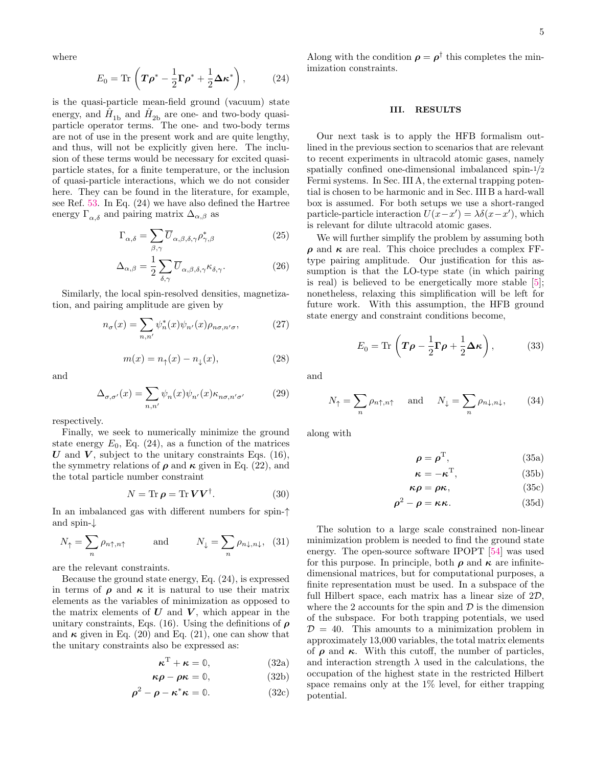where

$$E_0 = \mathrm{Tr}\left(\boldsymbol{T}\boldsymbol{\rho}^* - \frac{1}{2}\boldsymbol{\Gamma}\boldsymbol{\rho}^* + \frac{1}{2}\boldsymbol{\Delta}\boldsymbol{\kappa}^*\right), \tag{24}$$

is the quasi-particle mean-field ground (vacuum) state energy, and $\hat{H}_{1\mathrm{b}}$ and $\hat{H}_{2\mathrm{b}}$ are one- and two-body quasi-particle operator terms. The one- and two-body terms are not of use in the present work and are quite lengthy, and thus, will not be explicitly given here. The inclusion of these terms would be necessary for excited quasi-particle states, for a finite temperature, or the inclusion of quasi-particle interactions, which we do not consider here. They can be found in the literature, for example, see Ref. [53]. In Eq. (24) we have also defined the Hartree energy $\Gamma_{\alpha,\delta}$ and pairing matrix $\Delta_{\alpha,\beta}$ as

$$\Gamma_{\alpha,\delta} = \sum_{\beta,\gamma} \overline{U}_{\alpha,\beta,\delta,\gamma}\rho^*_{\gamma,\beta} \tag{25}$$

$$\Delta_{\alpha,\beta} = \frac{1}{2}\sum_{\delta,\gamma} \overline{U}_{\alpha,\beta,\delta,\gamma}\kappa_{\delta,\gamma}. \tag{26}$$

Similarly, the local spin-resolved densities, magnetization, and pairing amplitude are given by

$$n_\sigma(x) = \sum_{n,n'} \psi^*_n(x)\psi_{n'}(x)\rho_{n\sigma,n'\sigma}, \tag{27}$$

$$m(x) = n_\uparrow(x) - n_\downarrow(x), \tag{28}$$

and

$$\Delta_{\sigma,\sigma'}(x) = \sum_{n,n'} \psi_n(x)\psi_{n'}(x)\kappa_{n\sigma,n'\sigma'} \tag{29}$$

respectively.

Finally, we seek to numerically minimize the ground state energy $E_0$, Eq. (24), as a function of the matrices $\boldsymbol{U}$ and $\boldsymbol{V}$, subject to the unitary constraints Eqs. (16), the symmetry relations of $\boldsymbol{\rho}$ and $\boldsymbol{\kappa}$ given in Eq. (22), and the total particle number constraint

$$N = \mathrm{Tr}\,\boldsymbol{\rho} = \mathrm{Tr}\,\boldsymbol{V}\boldsymbol{V}^\dagger. \tag{30}$$

In an imbalanced gas with different numbers for spin-↑ and spin-↓

$$N_\uparrow = \sum_n \rho_{n\uparrow,n\uparrow} \qquad \text{and} \qquad N_\downarrow = \sum_n \rho_{n\downarrow,n\downarrow}, \tag{31}$$

are the relevant constraints.

Because the ground state energy, Eq. (24), is expressed in terms of $\boldsymbol{\rho}$ and $\boldsymbol{\kappa}$ it is natural to use their matrix elements as the variables of minimization as opposed to the matrix elements of $\boldsymbol{U}$ and $\boldsymbol{V}$, which appear in the unitary constraints, Eqs. (16). Using the definitions of $\boldsymbol{\rho}$ and $\boldsymbol{\kappa}$ given in Eq. (20) and Eq. (21), one can show that the unitary constraints also be expressed as:

$$\boldsymbol{\kappa}^{\mathrm{T}} + \boldsymbol{\kappa} = \mathbb{0}, \tag{32a}$$

$$\boldsymbol{\kappa}\boldsymbol{\rho} - \boldsymbol{\rho}\boldsymbol{\kappa} = \mathbb{0}, \tag{32b}$$

$$\boldsymbol{\rho}^2 - \boldsymbol{\rho} - \boldsymbol{\kappa}^*\boldsymbol{\kappa} = \mathbb{0}. \tag{32c}$$

Along with the condition $\boldsymbol{\rho} = \boldsymbol{\rho}^\dagger$ this completes the minimization constraints.

## III. RESULTS

Our next task is to apply the HFB formalism outlined in the previous section to scenarios that are relevant to recent experiments in ultracold atomic gases, namely spatially confined one-dimensional imbalanced spin-1/2 Fermi systems. In Sec. III A, the external trapping potential is chosen to be harmonic and in Sec. III B a hard-wall box is assumed. For both setups we use a short-ranged particle-particle interaction $U(x-x') = \lambda\delta(x-x')$, which is relevant for dilute ultracold atomic gases.

We will further simplify the problem by assuming both $\boldsymbol{\rho}$ and $\boldsymbol{\kappa}$ are real. This choice precludes a complex FF-type pairing amplitude. Our justification for this assumption is that the LO-type state (in which pairing is real) is believed to be energetically more stable [5]; nonetheless, relaxing this simplification will be left for future work. With this assumption, the HFB ground state energy and constraint conditions become,

$$E_0 = \mathrm{Tr}\left(\boldsymbol{T}\boldsymbol{\rho} - \frac{1}{2}\boldsymbol{\Gamma}\boldsymbol{\rho} + \frac{1}{2}\boldsymbol{\Delta}\boldsymbol{\kappa}\right), \tag{33}$$

and

$$N_\uparrow = \sum_n \rho_{n\uparrow,n\uparrow} \quad \text{and} \quad N_\downarrow = \sum_n \rho_{n\downarrow,n\downarrow}, \tag{34}$$

along with

$$\boldsymbol{\rho} = \boldsymbol{\rho}^{\mathrm{T}}, \tag{35a}$$

$$\boldsymbol{\kappa} = -\boldsymbol{\kappa}^{\mathrm{T}}, \tag{35b}$$

$$\boldsymbol{\kappa}\boldsymbol{\rho} = \boldsymbol{\rho}\boldsymbol{\kappa}, \tag{35c}$$

$$\boldsymbol{\rho}^2 - \boldsymbol{\rho} = \boldsymbol{\kappa}\boldsymbol{\kappa}. \tag{35d}$$

The solution to a large scale constrained non-linear minimization problem is needed to find the ground state energy. The open-source software IPOPT [54] was used for this purpose. In principle, both $\boldsymbol{\rho}$ and $\boldsymbol{\kappa}$ are infinite-dimensional matrices, but for computational purposes, a finite representation must be used. In a subspace of the full Hilbert space, each matrix has a linear size of $2\mathcal{D}$, where the 2 accounts for the spin and $\mathcal{D}$ is the dimension of the subspace. For both trapping potentials, we used $\mathcal{D} = 40$. This amounts to a minimization problem in approximately 13,000 variables, the total matrix elements of $\boldsymbol{\rho}$ and $\boldsymbol{\kappa}$. With this cutoff, the number of particles, and interaction strength $\lambda$ used in the calculations, the occupation of the highest state in the restricted Hilbert space remains only at the 1% level, for either trapping potential.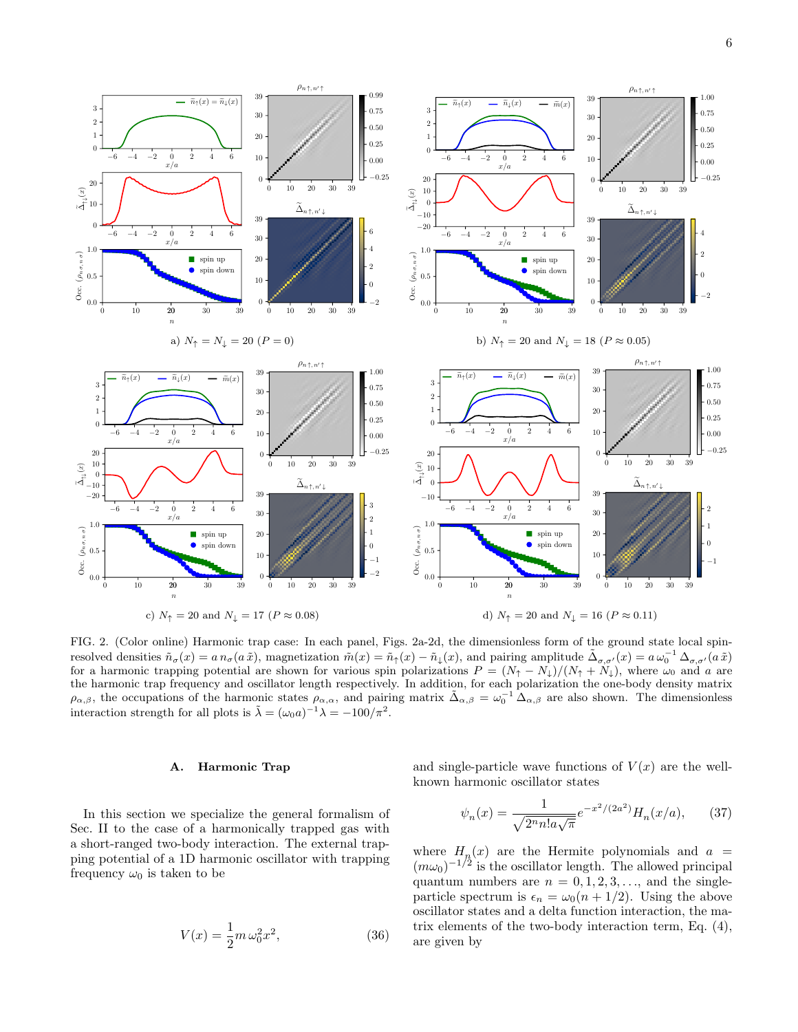a) $N_\uparrow = N_\downarrow = 20$ ($P = 0$)

b) $N_\uparrow = 20$ and $N_\downarrow = 18$ ($P \approx 0.05$)

c) $N_\uparrow = 20$ and $N_\downarrow = 17$ ($P \approx 0.08$)

d) $N_\uparrow = 20$ and $N_\downarrow = 16$ ($P \approx 0.11$)

FIG. 2. (Color online) Harmonic trap case: In each panel, Figs. 2a-2d, the dimensionless form of the ground state local spin-resolved densities $\tilde{n}_\sigma(x) = a\, n_\sigma(a\,\tilde{x})$, magnetization $\tilde{m}(x) = \tilde{n}_\uparrow(x) - \tilde{n}_\downarrow(x)$, and pairing amplitude $\tilde{\Delta}_{\sigma,\sigma'}(x) = a\,\omega_0^{-1}\,\Delta_{\sigma,\sigma'}(a\,\tilde{x})$ for a harmonic trapping potential are shown for various spin polarizations $P = (N_\uparrow - N_\downarrow)/(N_\uparrow + N_\downarrow)$, where $\omega_0$ and $a$ are the harmonic trap frequency and oscillator length respectively. In addition, for each polarization the one-body density matrix $\rho_{\alpha,\beta}$, the occupations of the harmonic states $\rho_{\alpha,\alpha}$, and pairing matrix $\tilde{\Delta}_{\alpha,\beta} = \omega_0^{-1}\,\Delta_{\alpha,\beta}$ are also shown. The dimensionless interaction strength for all plots is $\tilde{\lambda} = (\omega_0 a)^{-1}\lambda = -100/\pi^2$.

### A. Harmonic Trap

In this section we specialize the general formalism of Sec. II to the case of a harmonically trapped gas with a short-ranged two-body interaction. The external trapping potential of a 1D harmonic oscillator with trapping frequency $\omega_0$ is taken to be

$$V(x) = \frac{1}{2} m\,\omega_0^2 x^2, \tag{36}$$

and single-particle wave functions of $V(x)$ are the well-known harmonic oscillator states

$$\psi_n(x) = \frac{1}{\sqrt{2^n n! a\sqrt{\pi}}} e^{-x^2/(2a^2)} H_n(x/a), \tag{37}$$

where $H_n(x)$ are the Hermite polynomials and $a = (m\omega_0)^{-1/2}$ is the oscillator length. The allowed principal quantum numbers are $n = 0, 1, 2, 3, \ldots$, and the single-particle spectrum is $\epsilon_n = \omega_0(n + 1/2)$. Using the above oscillator states and a delta function interaction, the matrix elements of the two-body interaction term, Eq. (4), are given by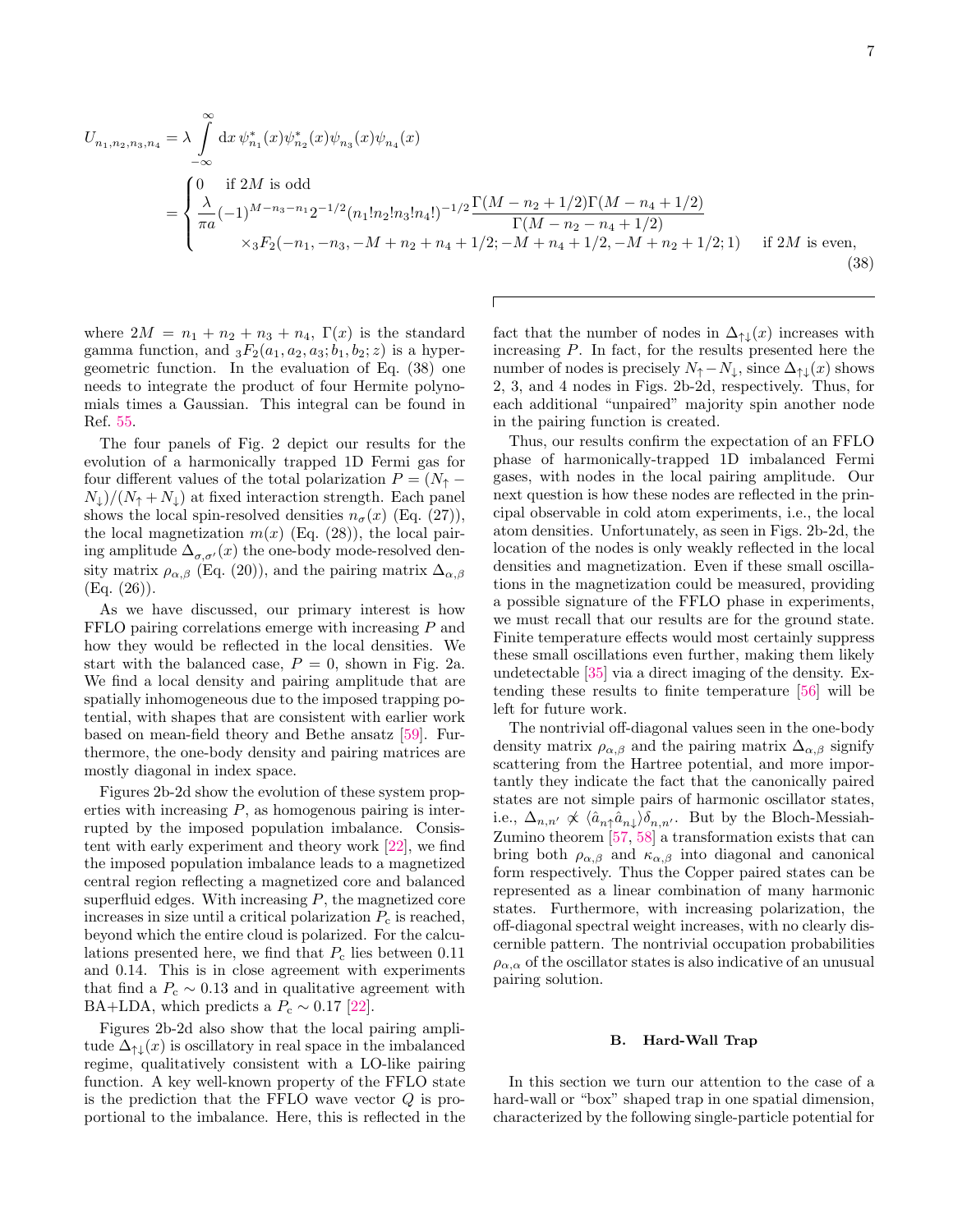$$
\begin{aligned}
U_{n_1,n_2,n_3,n_4} &= \lambda \int_{-\infty}^{\infty} \mathrm{d}x\, \psi^*_{n_1}(x)\psi^*_{n_2}(x)\psi_{n_3}(x)\psi_{n_4}(x) \\
&= \begin{cases} 0 \quad \text{if } 2M \text{ is odd} \\ \dfrac{\lambda}{\pi a}(-1)^{M-n_3-n_1}2^{-1/2}(n_1!n_2!n_3!n_4!)^{-1/2}\dfrac{\Gamma(M-n_2+1/2)\Gamma(M-n_4+1/2)}{\Gamma(M-n_2-n_4+1/2)} \\ \qquad \times {}_3F_2(-n_1,-n_3,-M+n_2+n_4+1/2;-M+n_4+1/2,-M+n_2+1/2;1) \quad \text{if } 2M \text{ is even,} \end{cases}
\end{aligned} \tag{38}
$$

where $2M = n_1 + n_2 + n_3 + n_4$, $\Gamma(x)$ is the standard gamma function, and ${}_3F_2(a_1, a_2, a_3; b_1, b_2; z)$ is a hypergeometric function. In the evaluation of Eq. (38) one needs to integrate the product of four Hermite polynomials times a Gaussian. This integral can be found in Ref. [55].

The four panels of Fig. 2 depict our results for the evolution of a harmonically trapped 1D Fermi gas for four different values of the total polarization $P = (N_\uparrow - N_\downarrow)/(N_\uparrow + N_\downarrow)$ at fixed interaction strength. Each panel shows the local spin-resolved densities $n_\sigma(x)$ (Eq. (27)), the local magnetization $m(x)$ (Eq. (28)), the local pairing amplitude $\Delta_{\sigma,\sigma'}(x)$ the one-body mode-resolved density matrix $\rho_{\alpha,\beta}$ (Eq. (20)), and the pairing matrix $\Delta_{\alpha,\beta}$ (Eq. (26)).

As we have discussed, our primary interest is how FFLO pairing correlations emerge with increasing $P$ and how they would be reflected in the local densities. We start with the balanced case, $P = 0$, shown in Fig. 2a. We find a local density and pairing amplitude that are spatially inhomogeneous due to the imposed trapping potential, with shapes that are consistent with earlier work based on mean-field theory and Bethe ansatz [59]. Furthermore, the one-body density and pairing matrices are mostly diagonal in index space.

Figures 2b-2d show the evolution of these system properties with increasing $P$, as homogenous pairing is interrupted by the imposed population imbalance. Consistent with early experiment and theory work [22], we find the imposed population imbalance leads to a magnetized central region reflecting a magnetized core and balanced superfluid edges. With increasing $P$, the magnetized core increases in size until a critical polarization $P_\mathrm{c}$ is reached, beyond which the entire cloud is polarized. For the calculations presented here, we find that $P_\mathrm{c}$ lies between 0.11 and 0.14. This is in close agreement with experiments that find a $P_\mathrm{c} \sim 0.13$ and in qualitative agreement with BA+LDA, which predicts a $P_\mathrm{c} \sim 0.17$ [22].

Figures 2b-2d also show that the local pairing amplitude $\Delta_{\uparrow\downarrow}(x)$ is oscillatory in real space in the imbalanced regime, qualitatively consistent with a LO-like pairing function. A key well-known property of the FFLO state is the prediction that the FFLO wave vector $Q$ is proportional to the imbalance. Here, this is reflected in the fact that the number of nodes in $\Delta_{\uparrow\downarrow}(x)$ increases with increasing $P$. In fact, for the results presented here the number of nodes is precisely $N_\uparrow - N_\downarrow$, since $\Delta_{\uparrow\downarrow}(x)$ shows 2, 3, and 4 nodes in Figs. 2b-2d, respectively. Thus, for each additional "unpaired" majority spin another node in the pairing function is created.

Thus, our results confirm the expectation of an FFLO phase of harmonically-trapped 1D imbalanced Fermi gases, with nodes in the local pairing amplitude. Our next question is how these nodes are reflected in the principal observable in cold atom experiments, i.e., the local atom densities. Unfortunately, as seen in Figs. 2b-2d, the location of the nodes is only weakly reflected in the local densities and magnetization. Even if these small oscillations in the magnetization could be measured, providing a possible signature of the FFLO phase in experiments, we must recall that our results are for the ground state. Finite temperature effects would most certainly suppress these small oscillations even further, making them likely undetectable [35] via a direct imaging of the density. Extending these results to finite temperature [56] will be left for future work.

The nontrivial off-diagonal values seen in the one-body density matrix $\rho_{\alpha,\beta}$ and the pairing matrix $\Delta_{\alpha,\beta}$ signify scattering from the Hartree potential, and more importantly they indicate the fact that the canonically paired states are not simple pairs of harmonic oscillator states, i.e., $\Delta_{n,n'} \not\propto \langle \hat{a}_{n\uparrow}\hat{a}_{n\downarrow}\rangle\delta_{n,n'}$. But by the Bloch-Messiah-Zumino theorem [57, 58] a transformation exists that can bring both $\rho_{\alpha,\beta}$ and $\kappa_{\alpha,\beta}$ into diagonal and canonical form respectively. Thus the Copper paired states can be represented as a linear combination of many harmonic states. Furthermore, with increasing polarization, the off-diagonal spectral weight increases, with no clearly discernible pattern. The nontrivial occupation probabilities $\rho_{\alpha,\alpha}$ of the oscillator states is also indicative of an unusual pairing solution.

### B. Hard-Wall Trap

In this section we turn our attention to the case of a hard-wall or "box" shaped trap in one spatial dimension, characterized by the following single-particle potential for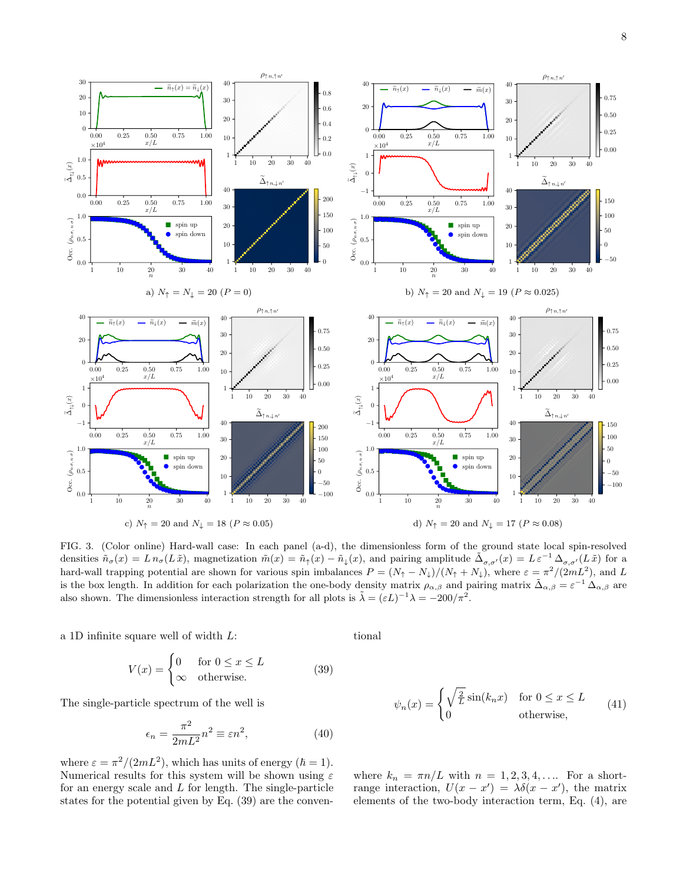FIG. 3. (Color online) Hard-wall case: In each panel (a-d), the dimensionless form of the ground state local spin-resolved densities $\tilde{n}_\sigma(x) = L\, n_\sigma(L\,\tilde{x})$, magnetization $\tilde{m}(x) = \tilde{n}_\uparrow(x) - \tilde{n}_\downarrow(x)$, and pairing amplitude $\tilde{\Delta}_{\sigma,\sigma'}(x) = L\,\varepsilon^{-1}\,\Delta_{\sigma,\sigma'}(L\,\tilde{x})$ for a hard-wall trapping potential are shown for various spin imbalances $P = (N_\uparrow - N_\downarrow)/(N_\uparrow + N_\downarrow)$, where $\varepsilon = \pi^2/(2mL^2)$, and $L$ is the box length. In addition for each polarization the one-body density matrix $\rho_{\alpha,\beta}$ and pairing matrix $\tilde{\Delta}_{\alpha,\beta} = \varepsilon^{-1}\,\Delta_{\alpha,\beta}$ are also shown. The dimensionless interaction strength for all plots is $\tilde{\lambda} = (\varepsilon L)^{-1}\lambda = -200/\pi^2$.

a 1D infinite square well of width $L$:

$$V(x) = \begin{cases} 0 & \text{for } 0 \leq x \leq L \\ \infty & \text{otherwise.} \end{cases} \tag{39}$$

The single-particle spectrum of the well is

$$\epsilon_n = \frac{\pi^2}{2mL^2} n^2 \equiv \varepsilon n^2, \tag{40}$$

where $\varepsilon = \pi^2/(2mL^2)$, which has units of energy ($\hbar = 1$). Numerical results for this system will be shown using $\varepsilon$ for an energy scale and $L$ for length. The single-particle states for the potential given by Eq. (39) are the conventional

$$\psi_n(x) = \begin{cases} \sqrt{\frac{2}{L}}\sin(k_n x) & \text{for } 0 \leq x \leq L \\ 0 & \text{otherwise,} \end{cases} \tag{41}$$

where $k_n = \pi n/L$ with $n = 1, 2, 3, 4, \ldots$. For a short-range interaction, $U(x - x') = \lambda\delta(x - x')$, the matrix elements of the two-body interaction term, Eq. (4), are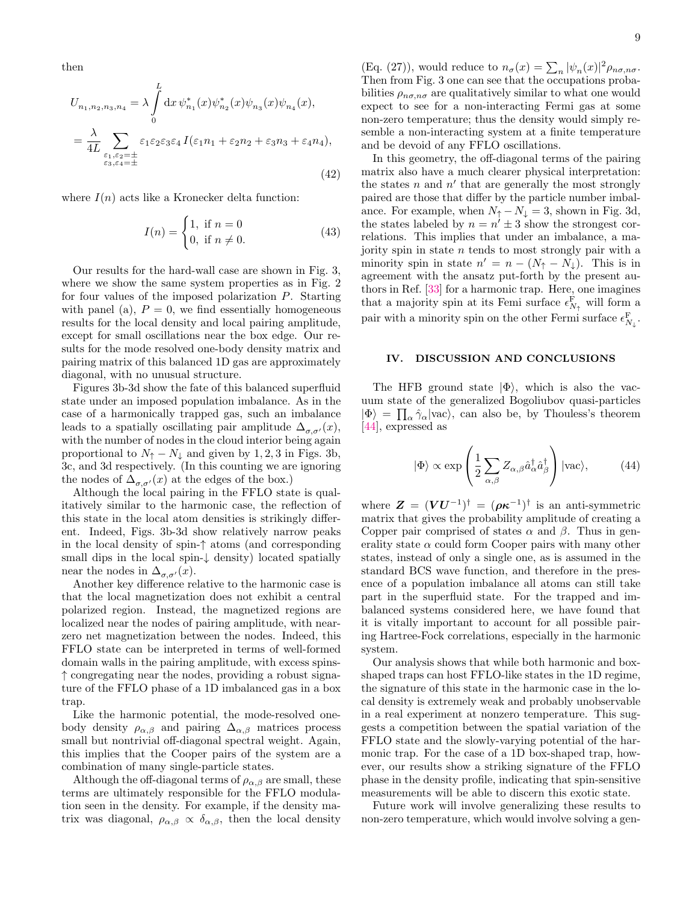then

$$
\begin{aligned}
U_{n_1,n_2,n_3,n_4} &= \lambda \int_0^L \mathrm{d}x\, \psi^*_{n_1}(x)\psi^*_{n_2}(x)\psi_{n_3}(x)\psi_{n_4}(x), \\
&= \frac{\lambda}{4L} \sum_{\substack{\varepsilon_1,\varepsilon_2=\pm \\ \varepsilon_3,\varepsilon_4=\pm}} \varepsilon_1\varepsilon_2\varepsilon_3\varepsilon_4\, I(\varepsilon_1 n_1 + \varepsilon_2 n_2 + \varepsilon_3 n_3 + \varepsilon_4 n_4),
\end{aligned}
\tag{42}
$$

where $I(n)$ acts like a Kronecker delta function:

$$
I(n) = \begin{cases} 1, & \text{if } n = 0 \\ 0, & \text{if } n \neq 0. \end{cases} \tag{43}
$$

Our results for the hard-wall case are shown in Fig. 3, where we show the same system properties as in Fig. 2 for four values of the imposed polarization $P$. Starting with panel (a), $P = 0$, we find essentially homogeneous results for the local density and local pairing amplitude, except for small oscillations near the box edge. Our results for the mode resolved one-body density matrix and pairing matrix of this balanced 1D gas are approximately diagonal, with no unusual structure.

Figures 3b-3d show the fate of this balanced superfluid state under an imposed population imbalance. As in the case of a harmonically trapped gas, such an imbalance leads to a spatially oscillating pair amplitude $\Delta_{\sigma,\sigma'}(x)$, with the number of nodes in the cloud interior being again proportional to $N_\uparrow - N_\downarrow$ and given by $1, 2, 3$ in Figs. 3b, 3c, and 3d respectively. (In this counting we are ignoring the nodes of $\Delta_{\sigma,\sigma'}(x)$ at the edges of the box.)

Although the local pairing in the FFLO state is qualitatively similar to the harmonic case, the reflection of this state in the local atom densities is strikingly different. Indeed, Figs. 3b-3d show relatively narrow peaks in the local density of spin-$\uparrow$ atoms (and corresponding small dips in the local spin-$\downarrow$ density) located spatially near the nodes in $\Delta_{\sigma,\sigma'}(x)$.

Another key difference relative to the harmonic case is that the local magnetization does not exhibit a central polarized region. Instead, the magnetized regions are localized near the nodes of pairing amplitude, with near-zero net magnetization between the nodes. Indeed, this FFLO state can be interpreted in terms of well-formed domain walls in the pairing amplitude, with excess spins-$\uparrow$ congregating near the nodes, providing a robust signature of the FFLO phase of a 1D imbalanced gas in a box trap.

Like the harmonic potential, the mode-resolved one-body density $\rho_{\alpha,\beta}$ and pairing $\Delta_{\alpha,\beta}$ matrices process small but nontrivial off-diagonal spectral weight. Again, this implies that the Cooper pairs of the system are a combination of many single-particle states.

Although the off-diagonal terms of $\rho_{\alpha,\beta}$ are small, these terms are ultimately responsible for the FFLO modulation seen in the density. For example, if the density matrix was diagonal, $\rho_{\alpha,\beta} \propto \delta_{\alpha,\beta}$, then the local density (Eq. (27)), would reduce to $n_\sigma(x) = \sum_n |\psi_n(x)|^2 \rho_{n\sigma,n\sigma}$. Then from Fig. 3 one can see that the occupations probabilities $\rho_{n\sigma,n\sigma}$ are qualitatively similar to what one would expect to see for a non-interacting Fermi gas at some non-zero temperature; thus the density would simply resemble a non-interacting system at a finite temperature and be devoid of any FFLO oscillations.

In this geometry, the off-diagonal terms of the pairing matrix also have a much clearer physical interpretation: the states $n$ and $n'$ that are generally the most strongly paired are those that differ by the particle number imbalance. For example, when $N_\uparrow - N_\downarrow = 3$, shown in Fig. 3d, the states labeled by $n = n' \pm 3$ show the strongest correlations. This implies that under an imbalance, a majority spin in state $n$ tends to most strongly pair with a minority spin in state $n' = n - (N_\uparrow - N_\downarrow)$. This is in agreement with the ansatz put-forth by the present authors in Ref. [33] for a harmonic trap. Here, one imagines that a majority spin at its Femi surface $\epsilon^{\mathrm{F}}_{N_\uparrow}$ will form a pair with a minority spin on the other Fermi surface $\epsilon^{\mathrm{F}}_{N_\downarrow}$.

## IV. DISCUSSION AND CONCLUSIONS

The HFB ground state $|\Phi\rangle$, which is also the vacuum state of the generalized Bogoliubov quasi-particles $|\Phi\rangle = \prod_\alpha \hat{\gamma}_\alpha |\text{vac}\rangle$, can also be, by Thouless's theorem [44], expressed as

$$
|\Phi\rangle \propto \exp\left(\frac{1}{2}\sum_{\alpha,\beta} Z_{\alpha,\beta}\hat{a}^\dagger_\alpha \hat{a}^\dagger_\beta\right)|\text{vac}\rangle, \tag{44}
$$

where $\boldsymbol{Z} = (\boldsymbol{V}\boldsymbol{U}^{-1})^\dagger = (\boldsymbol{\rho}\boldsymbol{\kappa}^{-1})^\dagger$ is an anti-symmetric matrix that gives the probability amplitude of creating a Copper pair comprised of states $\alpha$ and $\beta$. Thus in generality state $\alpha$ could form Cooper pairs with many other states, instead of only a single one, as is assumed in the standard BCS wave function, and therefore in the presence of a population imbalance all atoms can still take part in the superfluid state. For the trapped and imbalanced systems considered here, we have found that it is vitally important to account for all possible pairing Hartree-Fock correlations, especially in the harmonic system.

Our analysis shows that while both harmonic and box-shaped traps can host FFLO-like states in the 1D regime, the signature of this state in the harmonic case in the local density is extremely weak and probably unobservable in a real experiment at nonzero temperature. This suggests a competition between the spatial variation of the FFLO state and the slowly-varying potential of the harmonic trap. For the case of a 1D box-shaped trap, however, our results show a striking signature of the FFLO phase in the density profile, indicating that spin-sensitive measurements will be able to discern this exotic state.

Future work will involve generalizing these results to non-zero temperature, which would involve solving a gen-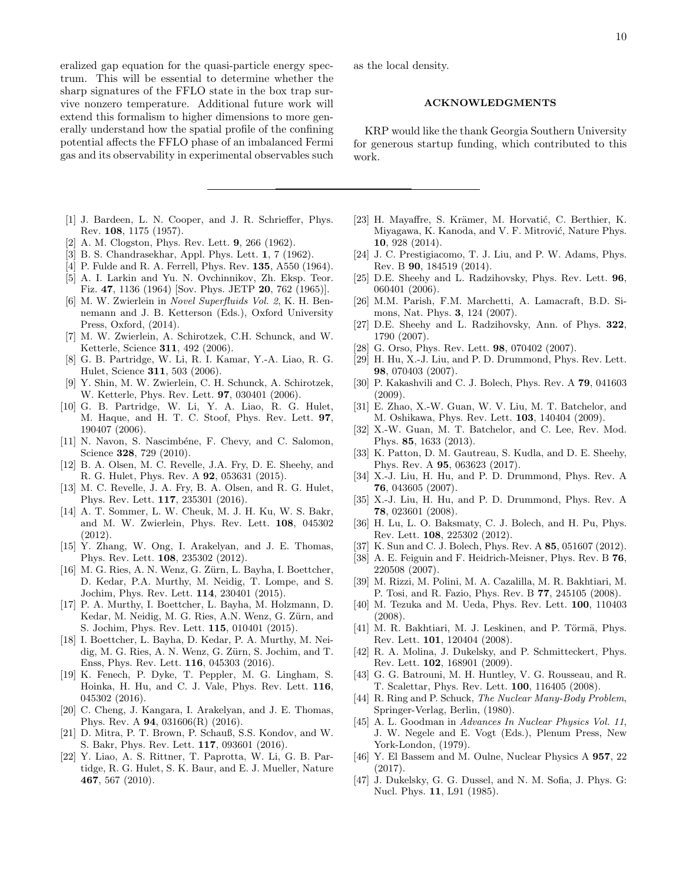eralized gap equation for the quasi-particle energy spectrum. This will be essential to determine whether the sharp signatures of the FFLO state in the box trap survive nonzero temperature. Additional future work will extend this formalism to higher dimensions to more generally understand how the spatial profile of the confining potential affects the FFLO phase of an imbalanced Fermi gas and its observability in experimental observables such as the local density.

## ACKNOWLEDGMENTS

KRP would like the thank Georgia Southern University for generous startup funding, which contributed to this work.

---

[1] J. Bardeen, L. N. Cooper, and J. R. Schrieffer, Phys. Rev. **108**, 1175 (1957).

[2] A. M. Clogston, Phys. Rev. Lett. **9**, 266 (1962).

[3] B. S. Chandrasekhar, Appl. Phys. Lett. **1**, 7 (1962).

[4] P. Fulde and R. A. Ferrell, Phys. Rev. **135**, A550 (1964).

[5] A. I. Larkin and Yu. N. Ovchinnikov, Zh. Eksp. Teor. Fiz. **47**, 1136 (1964) [Sov. Phys. JETP **20**, 762 (1965)].

[6] M. W. Zwierlein in *Novel Superfluids Vol. 2*, K. H. Bennemann and J. B. Ketterson (Eds.), Oxford University Press, Oxford, (2014).

[7] M. W. Zwierlein, A. Schirotzek, C.H. Schunck, and W. Ketterle, Science **311**, 492 (2006).

[8] G. B. Partridge, W. Li, R. I. Kamar, Y.-A. Liao, R. G. Hulet, Science **311**, 503 (2006).

[9] Y. Shin, M. W. Zwierlein, C. H. Schunck, A. Schirotzek, W. Ketterle, Phys. Rev. Lett. **97**, 030401 (2006).

[10] G. B. Partridge, W. Li, Y. A. Liao, R. G. Hulet, M. Haque, and H. T. C. Stoof, Phys. Rev. Lett. **97**, 190407 (2006).

[11] N. Navon, S. Nascimbéne, F. Chevy, and C. Salomon, Science **328**, 729 (2010).

[12] B. A. Olsen, M. C. Revelle, J.A. Fry, D. E. Sheehy, and R. G. Hulet, Phys. Rev. A **92**, 053631 (2015).

[13] M. C. Revelle, J. A. Fry, B. A. Olsen, and R. G. Hulet, Phys. Rev. Lett. **117**, 235301 (2016).

[14] A. T. Sommer, L. W. Cheuk, M. J. H. Ku, W. S. Bakr, and M. W. Zwierlein, Phys. Rev. Lett. **108**, 045302 (2012).

[15] Y. Zhang, W. Ong, I. Arakelyan, and J. E. Thomas, Phys. Rev. Lett. **108**, 235302 (2012).

[16] M. G. Ries, A. N. Wenz, G. Zürn, L. Bayha, I. Boettcher, D. Kedar, P.A. Murthy, M. Neidig, T. Lompe, and S. Jochim, Phys. Rev. Lett. **114**, 230401 (2015).

[17] P. A. Murthy, I. Boettcher, L. Bayha, M. Holzmann, D. Kedar, M. Neidig, M. G. Ries, A.N. Wenz, G. Zürn, and S. Jochim, Phys. Rev. Lett. **115**, 010401 (2015).

[18] I. Boettcher, L. Bayha, D. Kedar, P. A. Murthy, M. Neidig, M. G. Ries, A. N. Wenz, G. Zürn, S. Jochim, and T. Enss, Phys. Rev. Lett. **116**, 045303 (2016).

[19] K. Fenech, P. Dyke, T. Peppler, M. G. Lingham, S. Hoinka, H. Hu, and C. J. Vale, Phys. Rev. Lett. **116**, 045302 (2016).

[20] C. Cheng, J. Kangara, I. Arakelyan, and J. E. Thomas, Phys. Rev. A **94**, 031606(R) (2016).

[21] D. Mitra, P. T. Brown, P. Schauß, S.S. Kondov, and W. S. Bakr, Phys. Rev. Lett. **117**, 093601 (2016).

[22] Y. Liao, A. S. Rittner, T. Paprotta, W. Li, G. B. Partidge, R. G. Hulet, S. K. Baur, and E. J. Mueller, Nature **467**, 567 (2010).

[23] H. Mayaffre, S. Krämer, M. Horvatić, C. Berthier, K. Miyagawa, K. Kanoda, and V. F. Mitrović, Nature Phys. **10**, 928 (2014).

[24] J. C. Prestigiacomo, T. J. Liu, and P. W. Adams, Phys. Rev. B **90**, 184519 (2014).

[25] D.E. Sheehy and L. Radzihovsky, Phys. Rev. Lett. **96**, 060401 (2006).

[26] M.M. Parish, F.M. Marchetti, A. Lamacraft, B.D. Simons, Nat. Phys. **3**, 124 (2007).

[27] D.E. Sheehy and L. Radzihovsky, Ann. of Phys. **322**, 1790 (2007).

[28] G. Orso, Phys. Rev. Lett. **98**, 070402 (2007).

[29] H. Hu, X.-J. Liu, and P. D. Drummond, Phys. Rev. Lett. **98**, 070403 (2007).

[30] P. Kakashvili and C. J. Bolech, Phys. Rev. A **79**, 041603 (2009).

[31] E. Zhao, X.-W. Guan, W. V. Liu, M. T. Batchelor, and M. Oshikawa, Phys. Rev. Lett. **103**, 140404 (2009).

[32] X.-W. Guan, M. T. Batchelor, and C. Lee, Rev. Mod. Phys. **85**, 1633 (2013).

[33] K. Patton, D. M. Gautreau, S. Kudla, and D. E. Sheehy, Phys. Rev. A **95**, 063623 (2017).

[34] X.-J. Liu, H. Hu, and P. D. Drummond, Phys. Rev. A **76**, 043605 (2007).

[35] X.-J. Liu, H. Hu, and P. D. Drummond, Phys. Rev. A **78**, 023601 (2008).

[36] H. Lu, L. O. Baksmaty, C. J. Bolech, and H. Pu, Phys. Rev. Lett. **108**, 225302 (2012).

[37] K. Sun and C. J. Bolech, Phys. Rev. A **85**, 051607 (2012).

[38] A. E. Feiguin and F. Heidrich-Meisner, Phys. Rev. B **76**, 220508 (2007).

[39] M. Rizzi, M. Polini, M. A. Cazalilla, M. R. Bakhtiari, M. P. Tosi, and R. Fazio, Phys. Rev. B **77**, 245105 (2008).

[40] M. Tezuka and M. Ueda, Phys. Rev. Lett. **100**, 110403 (2008).

[41] M. R. Bakhtiari, M. J. Leskinen, and P. Törmä, Phys. Rev. Lett. **101**, 120404 (2008).

[42] R. A. Molina, J. Dukelsky, and P. Schmitteckert, Phys. Rev. Lett. **102**, 168901 (2009).

[43] G. G. Batrouni, M. H. Huntley, V. G. Rousseau, and R. T. Scalettar, Phys. Rev. Lett. **100**, 116405 (2008).

[44] R. Ring and P. Schuck, *The Nuclear Many-Body Problem*, Springer-Verlag, Berlin, (1980).

[45] A. L. Goodman in *Advances In Nuclear Physics Vol. 11*, J. W. Negele and E. Vogt (Eds.), Plenum Press, New York-London, (1979).

[46] Y. El Bassem and M. Oulne, Nuclear Physics A **957**, 22 (2017).

[47] J. Dukelsky, G. G. Dussel, and N. M. Sofia, J. Phys. G: Nucl. Phys. **11**, L91 (1985).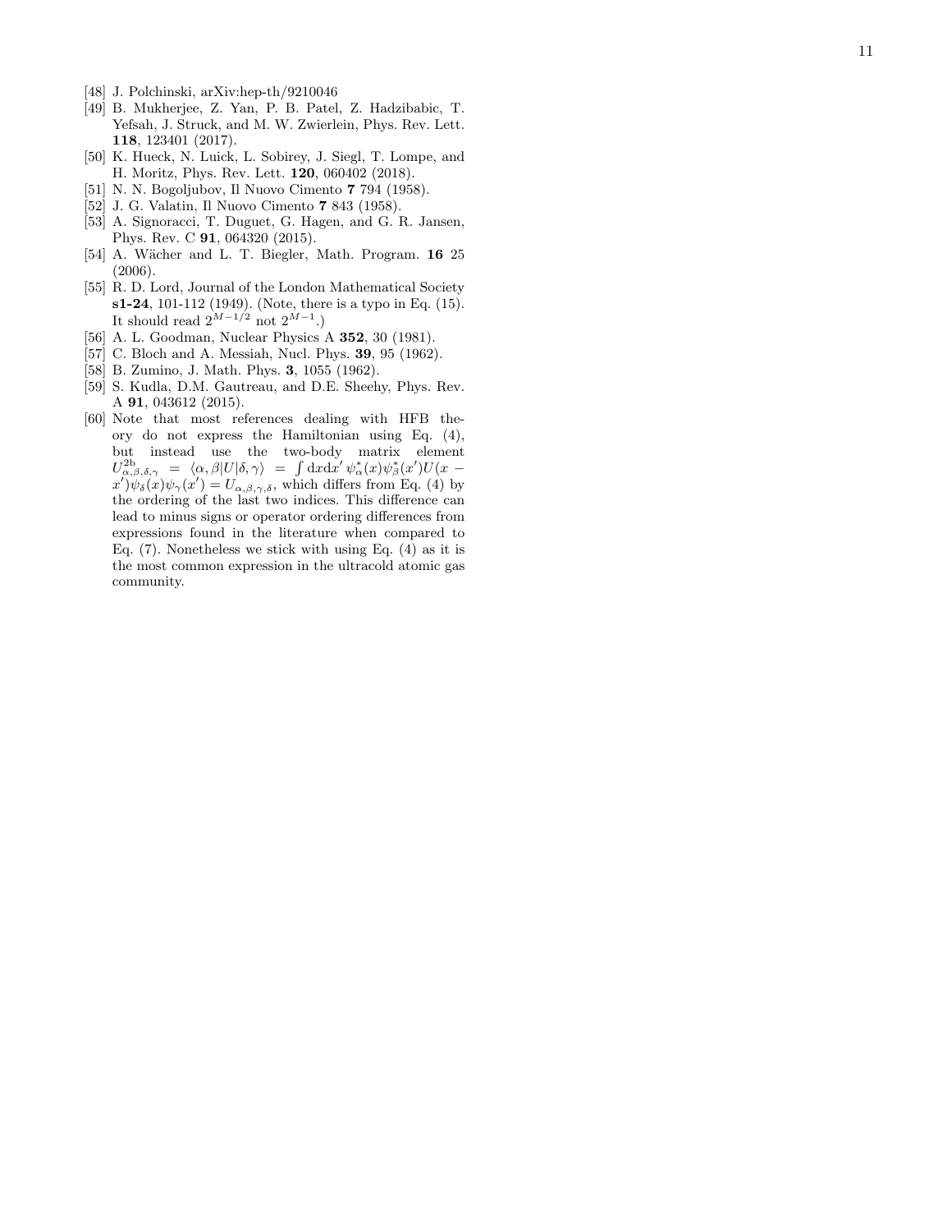[48] J. Polchinski, arXiv:hep-th/9210046

[49] B. Mukherjee, Z. Yan, P. B. Patel, Z. Hadzibabic, T. Yefsah, J. Struck, and M. W. Zwierlein, Phys. Rev. Lett. **118**, 123401 (2017).

[50] K. Hueck, N. Luick, L. Sobirey, J. Siegl, T. Lompe, and H. Moritz, Phys. Rev. Lett. **120**, 060402 (2018).

[51] N. N. Bogoljubov, Il Nuovo Cimento **7** 794 (1958).

[52] J. G. Valatin, Il Nuovo Cimento **7** 843 (1958).

[53] A. Signoracci, T. Duguet, G. Hagen, and G. R. Jansen, Phys. Rev. C **91**, 064320 (2015).

[54] A. Wächer and L. T. Biegler, Math. Program. **16** 25 (2006).

[55] R. D. Lord, Journal of the London Mathematical Society **s1-24**, 101-112 (1949). (Note, there is a typo in Eq. (15). It should read $2^{M-1/2}$ not $2^{M-1}$.)

[56] A. L. Goodman, Nuclear Physics A **352**, 30 (1981).

[57] C. Bloch and A. Messiah, Nucl. Phys. **39**, 95 (1962).

[58] B. Zumino, J. Math. Phys. **3**, 1055 (1962).

[59] S. Kudla, D.M. Gautreau, and D.E. Sheehy, Phys. Rev. A **91**, 043612 (2015).

[60] Note that most references dealing with HFB theory do not express the Hamiltonian using Eq. (4), but instead use the two-body matrix element $U^{2b}_{\alpha,\beta,\delta,\gamma} = \langle \alpha, \beta | U | \delta, \gamma \rangle = \int dx dx' \, \psi^*_\alpha(x) \psi^*_\beta(x') U(x - x') \psi_\delta(x) \psi_\gamma(x') = U_{\alpha,\beta,\gamma,\delta}$, which differs from Eq. (4) by the ordering of the last two indices. This difference can lead to minus signs or operator ordering differences from expressions found in the literature when compared to Eq. (7). Nonetheless we stick with using Eq. (4) as it is the most common expression in the ultracold atomic gas community.